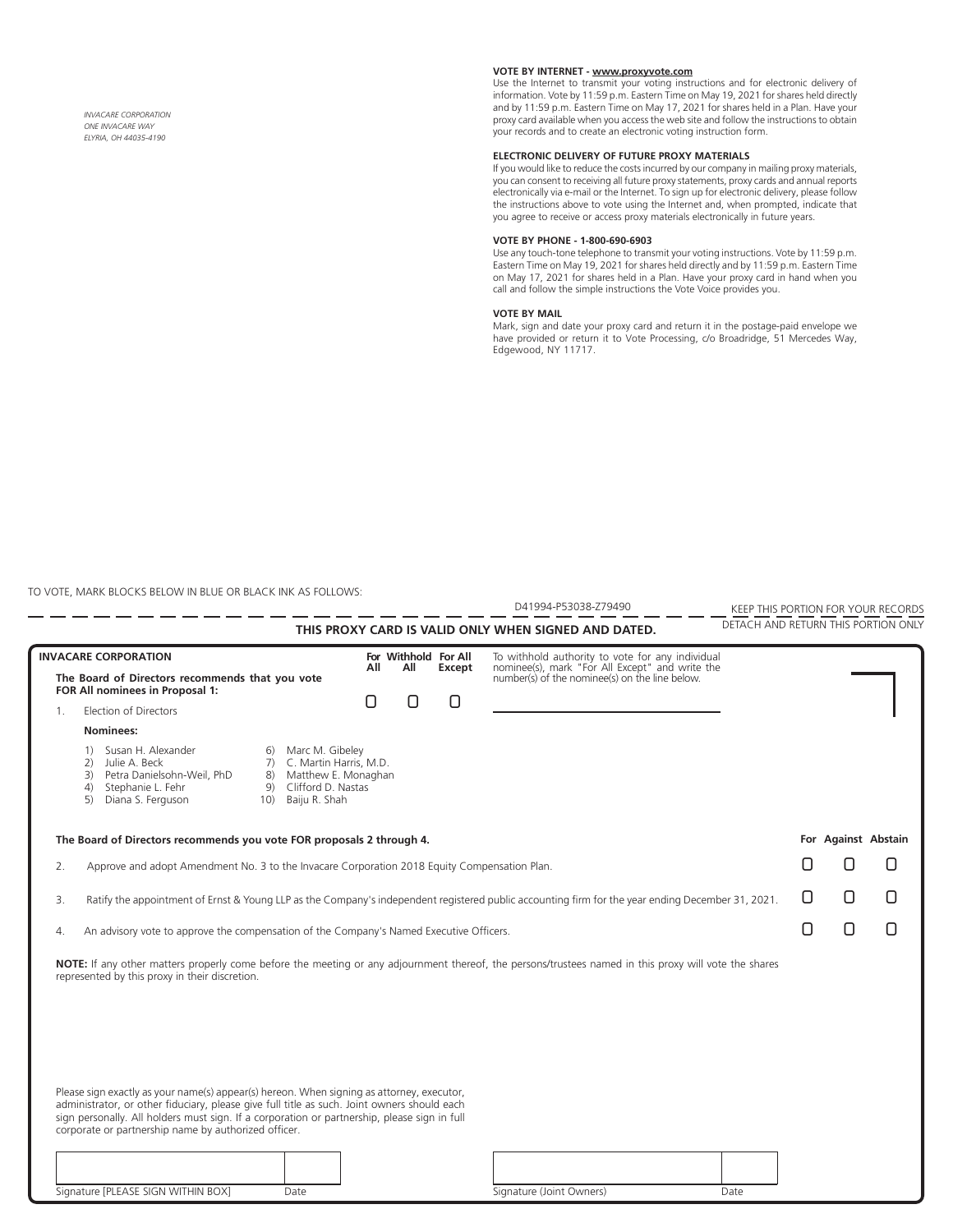*INVACARE CORPORATION*
*ONE INVACARE WAY*
*ELYRIA, OH 44035-4190*

**VOTE BY INTERNET - www.proxyvote.com**
Use the Internet to transmit your voting instructions and for electronic delivery of information. Vote by 11:59 p.m. Eastern Time on May 19, 2021 for shares held directly and by 11:59 p.m. Eastern Time on May 17, 2021 for shares held in a Plan. Have your proxy card available when you access the web site and follow the instructions to obtain your records and to create an electronic voting instruction form.

**ELECTRONIC DELIVERY OF FUTURE PROXY MATERIALS**
If you would like to reduce the costs incurred by our company in mailing proxy materials, you can consent to receiving all future proxy statements, proxy cards and annual reports electronically via e-mail or the Internet. To sign up for electronic delivery, please follow the instructions above to vote using the Internet and, when prompted, indicate that you agree to receive or access proxy materials electronically in future years.

**VOTE BY PHONE - 1-800-690-6903**
Use any touch-tone telephone to transmit your voting instructions. Vote by 11:59 p.m. Eastern Time on May 19, 2021 for shares held directly and by 11:59 p.m. Eastern Time on May 17, 2021 for shares held in a Plan. Have your proxy card in hand when you call and follow the simple instructions the Vote Voice provides you.

**VOTE BY MAIL**
Mark, sign and date your proxy card and return it in the postage-paid envelope we have provided or return it to Vote Processing, c/o Broadridge, 51 Mercedes Way, Edgewood, NY 11717.

TO VOTE, MARK BLOCKS BELOW IN BLUE OR BLACK INK AS FOLLOWS:

D41994-P53038-Z79490

KEEP THIS PORTION FOR YOUR RECORDS

DETACH AND RETURN THIS PORTION ONLY

**THIS PROXY CARD IS VALID ONLY WHEN SIGNED AND DATED.**

**INVACARE CORPORATION**

**The Board of Directors recommends that you vote FOR All nominees in Proposal 1:**

| | For All | Withhold All | For All Except |
|---|---|---|---|
| 1. Election of Directors | ☐ | ☐ | ☐ |

To withhold authority to vote for any individual nominee(s), mark "For All Except" and write the number(s) of the nominee(s) on the line below.

\_\_\_\_\_\_\_\_\_\_\_\_\_\_\_\_\_\_\_\_\_\_\_\_\_\_\_\_\_\_\_\_\_\_\_\_\_\_\_\_

**Nominees:**

1) Susan H. Alexander
2) Julie A. Beck
3) Petra Danielsohn-Weil, PhD
4) Stephanie L. Fehr
5) Diana S. Ferguson
6) Marc M. Gibeley
7) C. Martin Harris, M.D.
8) Matthew E. Monaghan
9) Clifford D. Nastas
10) Baiju R. Shah

**The Board of Directors recommends you vote FOR proposals 2 through 4.**

| | | For | Against | Abstain |
|---|---|---|---|---|
| 2. | Approve and adopt Amendment No. 3 to the Invacare Corporation 2018 Equity Compensation Plan. | ☐ | ☐ | ☐ |
| 3. | Ratify the appointment of Ernst & Young LLP as the Company's independent registered public accounting firm for the year ending December 31, 2021. | ☐ | ☐ | ☐ |
| 4. | An advisory vote to approve the compensation of the Company's Named Executive Officers. | ☐ | ☐ | ☐ |

**NOTE:** If any other matters properly come before the meeting or any adjournment thereof, the persons/trustees named in this proxy will vote the shares represented by this proxy in their discretion.

Please sign exactly as your name(s) appear(s) hereon. When signing as attorney, executor, administrator, or other fiduciary, please give full title as such. Joint owners should each sign personally. All holders must sign. If a corporation or partnership, please sign in full corporate or partnership name by authorized officer.

| Signature [PLEASE SIGN WITHIN BOX] | Date | Signature (Joint Owners) | Date |
|---|---|---|---|
| | | | |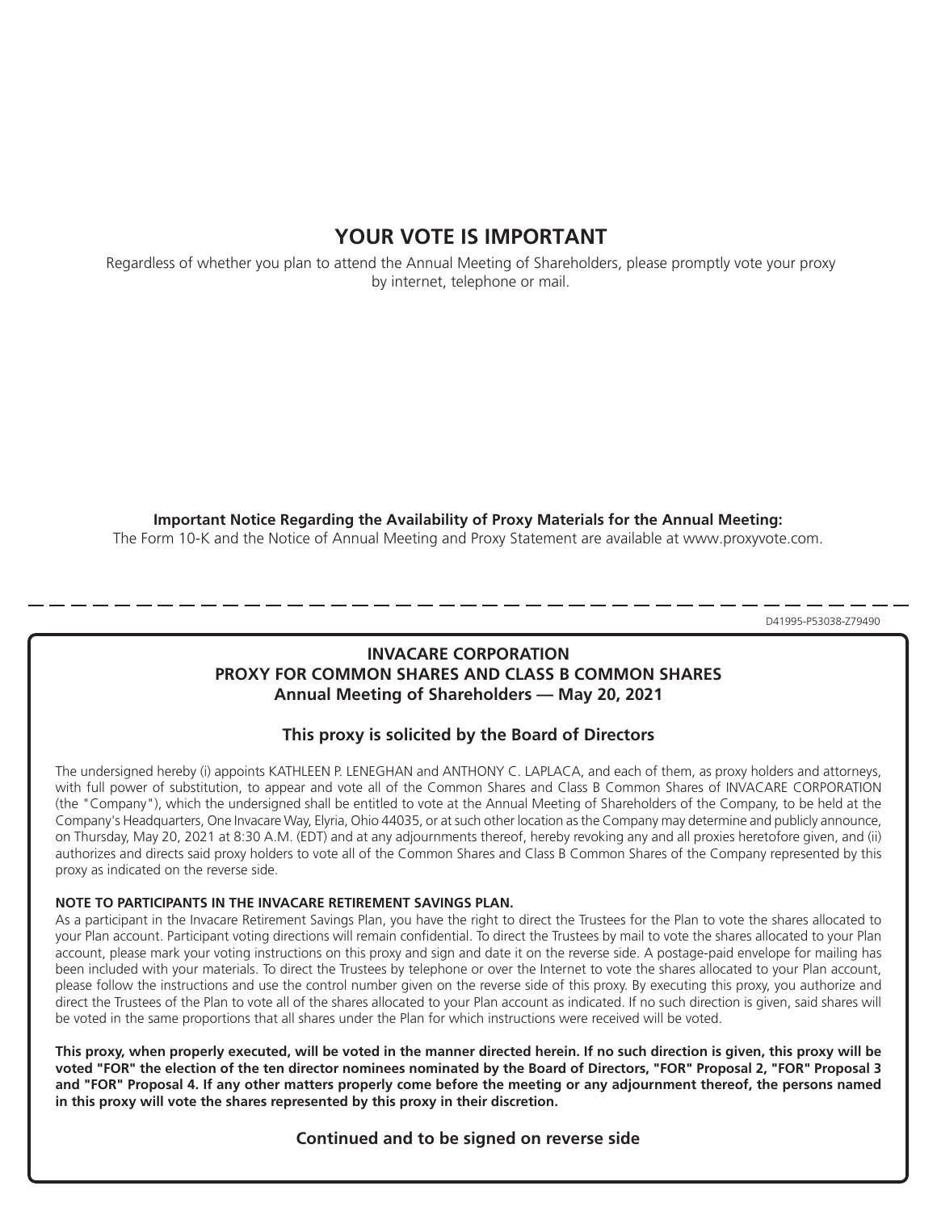## YOUR VOTE IS IMPORTANT

Regardless of whether you plan to attend the Annual Meeting of Shareholders, please promptly vote your proxy by internet, telephone or mail.

**Important Notice Regarding the Availability of Proxy Materials for the Annual Meeting:**
The Form 10-K and the Notice of Annual Meeting and Proxy Statement are available at www.proxyvote.com.

D41995-P53038-Z79490

## INVACARE CORPORATION
## PROXY FOR COMMON SHARES AND CLASS B COMMON SHARES
## Annual Meeting of Shareholders — May 20, 2021

### This proxy is solicited by the Board of Directors

The undersigned hereby (i) appoints KATHLEEN P. LENEGHAN and ANTHONY C. LAPLACA, and each of them, as proxy holders and attorneys, with full power of substitution, to appear and vote all of the Common Shares and Class B Common Shares of INVACARE CORPORATION (the "Company"), which the undersigned shall be entitled to vote at the Annual Meeting of Shareholders of the Company, to be held at the Company's Headquarters, One Invacare Way, Elyria, Ohio 44035, or at such other location as the Company may determine and publicly announce, on Thursday, May 20, 2021 at 8:30 A.M. (EDT) and at any adjournments thereof, hereby revoking any and all proxies heretofore given, and (ii) authorizes and directs said proxy holders to vote all of the Common Shares and Class B Common Shares of the Company represented by this proxy as indicated on the reverse side.

**NOTE TO PARTICIPANTS IN THE INVACARE RETIREMENT SAVINGS PLAN.**
As a participant in the Invacare Retirement Savings Plan, you have the right to direct the Trustees for the Plan to vote the shares allocated to your Plan account. Participant voting directions will remain confidential. To direct the Trustees by mail to vote the shares allocated to your Plan account, please mark your voting instructions on this proxy and sign and date it on the reverse side. A postage-paid envelope for mailing has been included with your materials. To direct the Trustees by telephone or over the Internet to vote the shares allocated to your Plan account, please follow the instructions and use the control number given on the reverse side of this proxy. By executing this proxy, you authorize and direct the Trustees of the Plan to vote all of the shares allocated to your Plan account as indicated. If no such direction is given, said shares will be voted in the same proportions that all shares under the Plan for which instructions were received will be voted.

**This proxy, when properly executed, will be voted in the manner directed herein. If no such direction is given, this proxy will be voted "FOR" the election of the ten director nominees nominated by the Board of Directors, "FOR" Proposal 2, "FOR" Proposal 3 and "FOR" Proposal 4. If any other matters properly come before the meeting or any adjournment thereof, the persons named in this proxy will vote the shares represented by this proxy in their discretion.**

**Continued and to be signed on reverse side**